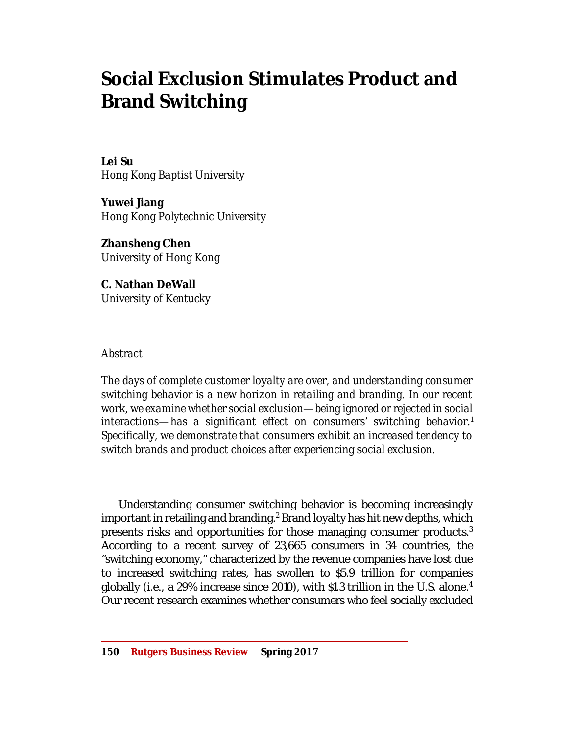# Social Exclusion Stimulates Product and Brand Switching

**Lei Su**
Hong Kong Baptist University

**Yuwei Jiang**
Hong Kong Polytechnic University

**Zhansheng Chen**
University of Hong Kong

**C. Nathan DeWall**
University of Kentucky

*Abstract*

*The days of complete customer loyalty are over, and understanding consumer switching behavior is a new horizon in retailing and branding. In our recent work, we examine whether social exclusion—being ignored or rejected in social interactions—has a significant effect on consumers' switching behavior.*[1] *Specifically, we demonstrate that consumers exhibit an increased tendency to switch brands and product choices after experiencing social exclusion.*

Understanding consumer switching behavior is becoming increasingly important in retailing and branding.[2] Brand loyalty has hit new depths, which presents risks and opportunities for those managing consumer products.[3] According to a recent survey of 23,665 consumers in 34 countries, the "switching economy," characterized by the revenue companies have lost due to increased switching rates, has swollen to $5.9 trillion for companies globally (i.e., a 29% increase since 2010), with $1.3 trillion in the U.S. alone.[4] Our recent research examines whether consumers who feel socially excluded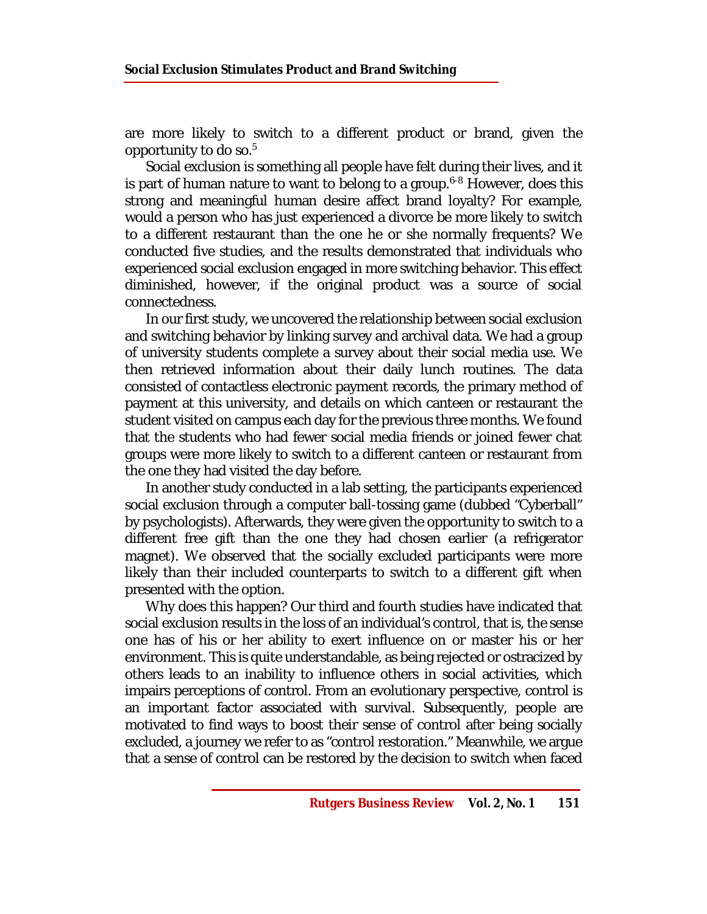are more likely to switch to a different product or brand, given the opportunity to do so.[5]

Social exclusion is something all people have felt during their lives, and it is part of human nature to want to belong to a group.[6-8] However, does this strong and meaningful human desire affect brand loyalty? For example, would a person who has just experienced a divorce be more likely to switch to a different restaurant than the one he or she normally frequents? We conducted five studies, and the results demonstrated that individuals who experienced social exclusion engaged in more switching behavior. This effect diminished, however, if the original product was a source of social connectedness.

In our first study, we uncovered the relationship between social exclusion and switching behavior by linking survey and archival data. We had a group of university students complete a survey about their social media use. We then retrieved information about their daily lunch routines. The data consisted of contactless electronic payment records, the primary method of payment at this university, and details on which canteen or restaurant the student visited on campus each day for the previous three months. We found that the students who had fewer social media friends or joined fewer chat groups were more likely to switch to a different canteen or restaurant from the one they had visited the day before.

In another study conducted in a lab setting, the participants experienced social exclusion through a computer ball-tossing game (dubbed "Cyberball" by psychologists). Afterwards, they were given the opportunity to switch to a different free gift than the one they had chosen earlier (a refrigerator magnet). We observed that the socially excluded participants were more likely than their included counterparts to switch to a different gift when presented with the option.

Why does this happen? Our third and fourth studies have indicated that social exclusion results in the loss of an individual's control, that is, the sense one has of his or her ability to exert influence on or master his or her environment. This is quite understandable, as being rejected or ostracized by others leads to an inability to influence others in social activities, which impairs perceptions of control. From an evolutionary perspective, control is an important factor associated with survival. Subsequently, people are motivated to find ways to boost their sense of control after being socially excluded, a journey we refer to as "control restoration." Meanwhile, we argue that a sense of control can be restored by the decision to switch when faced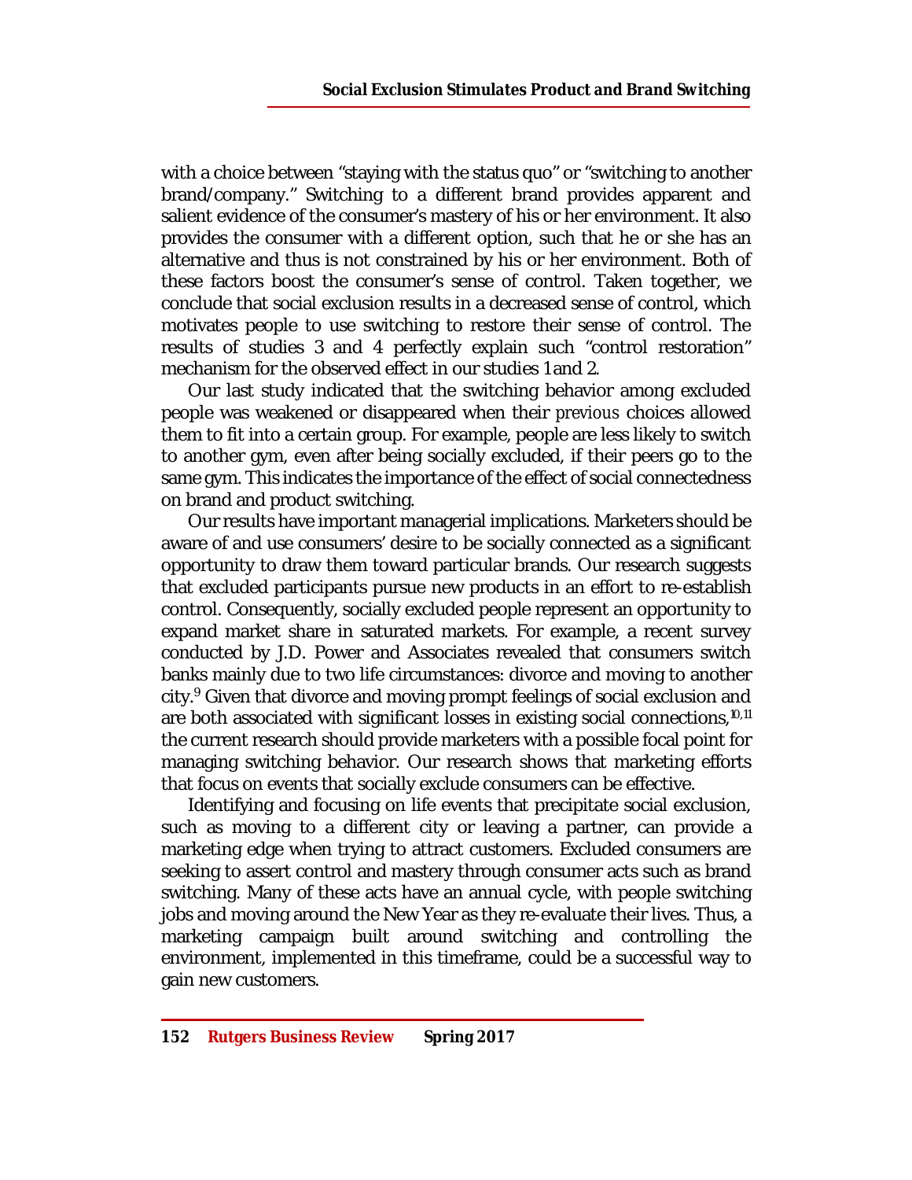with a choice between "staying with the status quo" or "switching to another brand/company." Switching to a different brand provides apparent and salient evidence of the consumer's mastery of his or her environment. It also provides the consumer with a different option, such that he or she has an alternative and thus is not constrained by his or her environment. Both of these factors boost the consumer's sense of control. Taken together, we conclude that social exclusion results in a decreased sense of control, which motivates people to use switching to restore their sense of control. The results of studies 3 and 4 perfectly explain such "control restoration" mechanism for the observed effect in our studies 1and 2.

Our last study indicated that the switching behavior among excluded people was weakened or disappeared when their *previous* choices allowed them to fit into a certain group. For example, people are less likely to switch to another gym, even after being socially excluded, if their peers go to the same gym. This indicates the importance of the effect of social connectedness on brand and product switching.

Our results have important managerial implications. Marketers should be aware of and use consumers' desire to be socially connected as a significant opportunity to draw them toward particular brands. Our research suggests that excluded participants pursue new products in an effort to re-establish control. Consequently, socially excluded people represent an opportunity to expand market share in saturated markets. For example, a recent survey conducted by J.D. Power and Associates revealed that consumers switch banks mainly due to two life circumstances: divorce and moving to another city.[9] Given that divorce and moving prompt feelings of social exclusion and are both associated with significant losses in existing social connections,[10,11] the current research should provide marketers with a possible focal point for managing switching behavior. Our research shows that marketing efforts that focus on events that socially exclude consumers can be effective.

Identifying and focusing on life events that precipitate social exclusion, such as moving to a different city or leaving a partner, can provide a marketing edge when trying to attract customers. Excluded consumers are seeking to assert control and mastery through consumer acts such as brand switching. Many of these acts have an annual cycle, with people switching jobs and moving around the New Year as they re-evaluate their lives. Thus, a marketing campaign built around switching and controlling the environment, implemented in this timeframe, could be a successful way to gain new customers.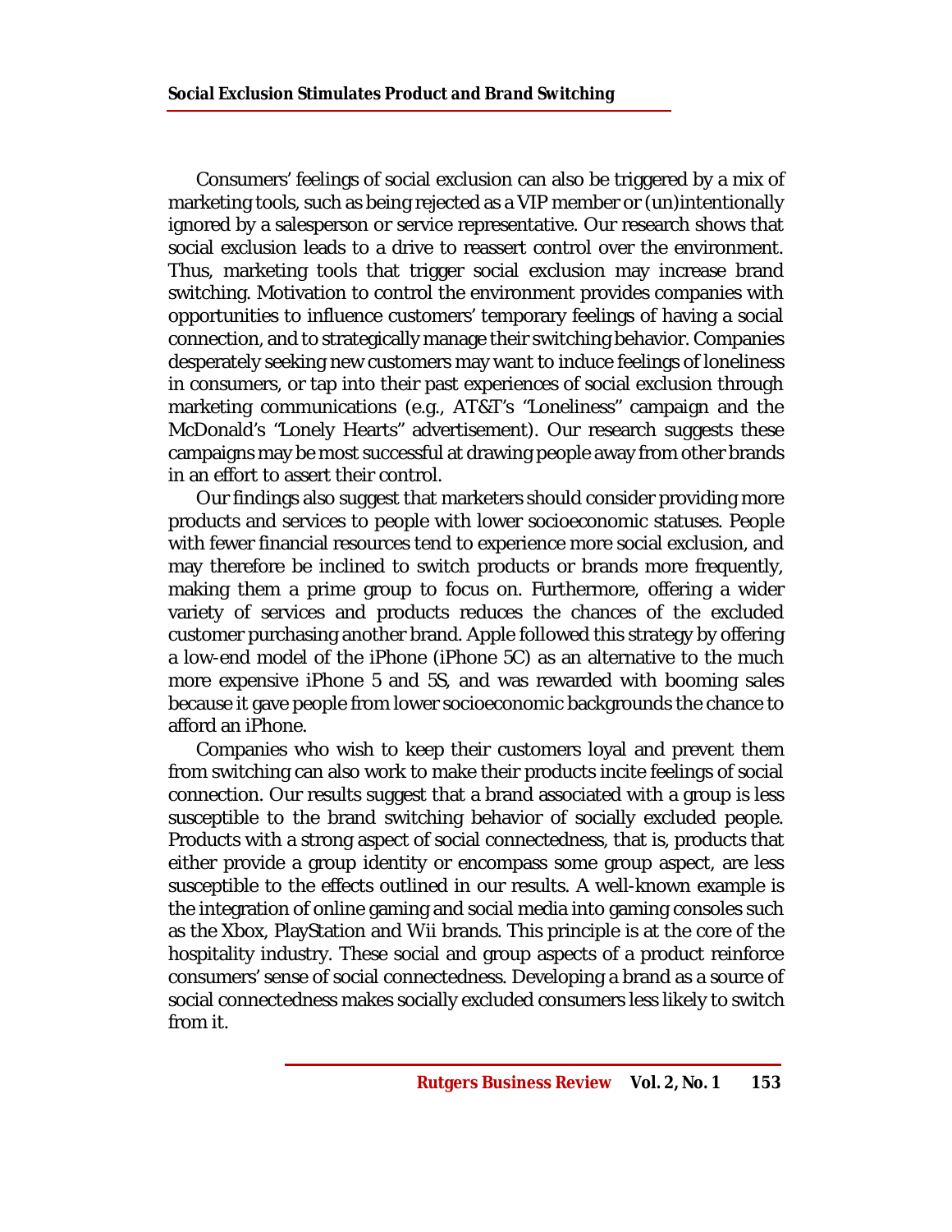Consumers' feelings of social exclusion can also be triggered by a mix of marketing tools, such as being rejected as a VIP member or (un)intentionally ignored by a salesperson or service representative. Our research shows that social exclusion leads to a drive to reassert control over the environment. Thus, marketing tools that trigger social exclusion may increase brand switching. Motivation to control the environment provides companies with opportunities to influence customers' temporary feelings of having a social connection, and to strategically manage their switching behavior. Companies desperately seeking new customers may want to induce feelings of loneliness in consumers, or tap into their past experiences of social exclusion through marketing communications (e.g., AT&T's "Loneliness" campaign and the McDonald's "Lonely Hearts" advertisement). Our research suggests these campaigns may be most successful at drawing people away from other brands in an effort to assert their control.

Our findings also suggest that marketers should consider providing more products and services to people with lower socioeconomic statuses. People with fewer financial resources tend to experience more social exclusion, and may therefore be inclined to switch products or brands more frequently, making them a prime group to focus on. Furthermore, offering a wider variety of services and products reduces the chances of the excluded customer purchasing another brand. Apple followed this strategy by offering a low-end model of the iPhone (iPhone 5C) as an alternative to the much more expensive iPhone 5 and 5S, and was rewarded with booming sales because it gave people from lower socioeconomic backgrounds the chance to afford an iPhone.

Companies who wish to keep their customers loyal and prevent them from switching can also work to make their products incite feelings of social connection. Our results suggest that a brand associated with a group is less susceptible to the brand switching behavior of socially excluded people. Products with a strong aspect of social connectedness, that is, products that either provide a group identity or encompass some group aspect, are less susceptible to the effects outlined in our results. A well-known example is the integration of online gaming and social media into gaming consoles such as the Xbox, PlayStation and Wii brands. This principle is at the core of the hospitality industry. These social and group aspects of a product reinforce consumers' sense of social connectedness. Developing a brand as a source of social connectedness makes socially excluded consumers less likely to switch from it.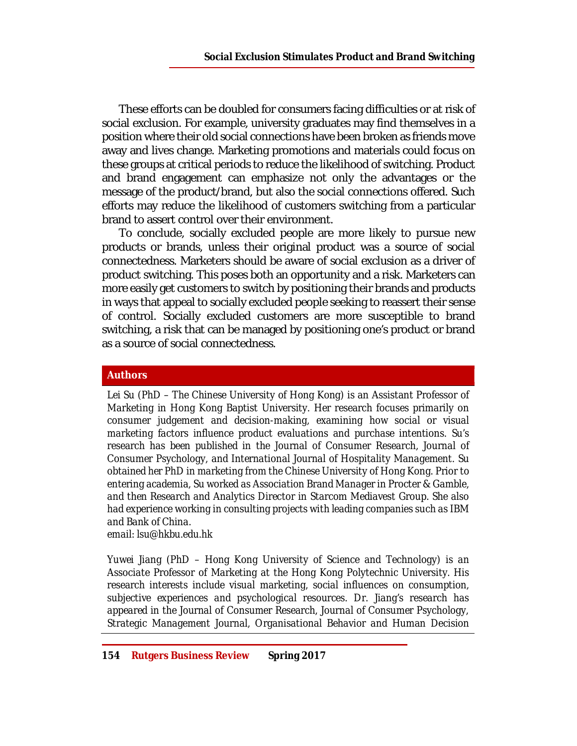These efforts can be doubled for consumers facing difficulties or at risk of social exclusion. For example, university graduates may find themselves in a position where their old social connections have been broken as friends move away and lives change. Marketing promotions and materials could focus on these groups at critical periods to reduce the likelihood of switching. Product and brand engagement can emphasize not only the advantages or the message of the product/brand, but also the social connections offered. Such efforts may reduce the likelihood of customers switching from a particular brand to assert control over their environment.

To conclude, socially excluded people are more likely to pursue new products or brands, unless their original product was a source of social connectedness. Marketers should be aware of social exclusion as a driver of product switching. This poses both an opportunity and a risk. Marketers can more easily get customers to switch by positioning their brands and products in ways that appeal to socially excluded people seeking to reassert their sense of control. Socially excluded customers are more susceptible to brand switching, a risk that can be managed by positioning one's product or brand as a source of social connectedness.

## Authors

Lei Su (PhD – The Chinese University of Hong Kong) is an Assistant Professor of Marketing in Hong Kong Baptist University. Her research focuses primarily on consumer judgement and decision-making, examining how social or visual marketing factors influence product evaluations and purchase intentions. Su's research has been published in the Journal of Consumer Research, Journal of Consumer Psychology, and International Journal of Hospitality Management. Su obtained her PhD in marketing from the Chinese University of Hong Kong. Prior to entering academia, Su worked as Association Brand Manager in Procter & Gamble, and then Research and Analytics Director in Starcom Mediavest Group. She also had experience working in consulting projects with leading companies such as IBM and Bank of China.
email: lsu@hkbu.edu.hk

Yuwei Jiang (PhD – Hong Kong University of Science and Technology) is an Associate Professor of Marketing at the Hong Kong Polytechnic University. His research interests include visual marketing, social influences on consumption, subjective experiences and psychological resources. Dr. Jiang's research has appeared in the Journal of Consumer Research, Journal of Consumer Psychology, Strategic Management Journal, Organisational Behavior and Human Decision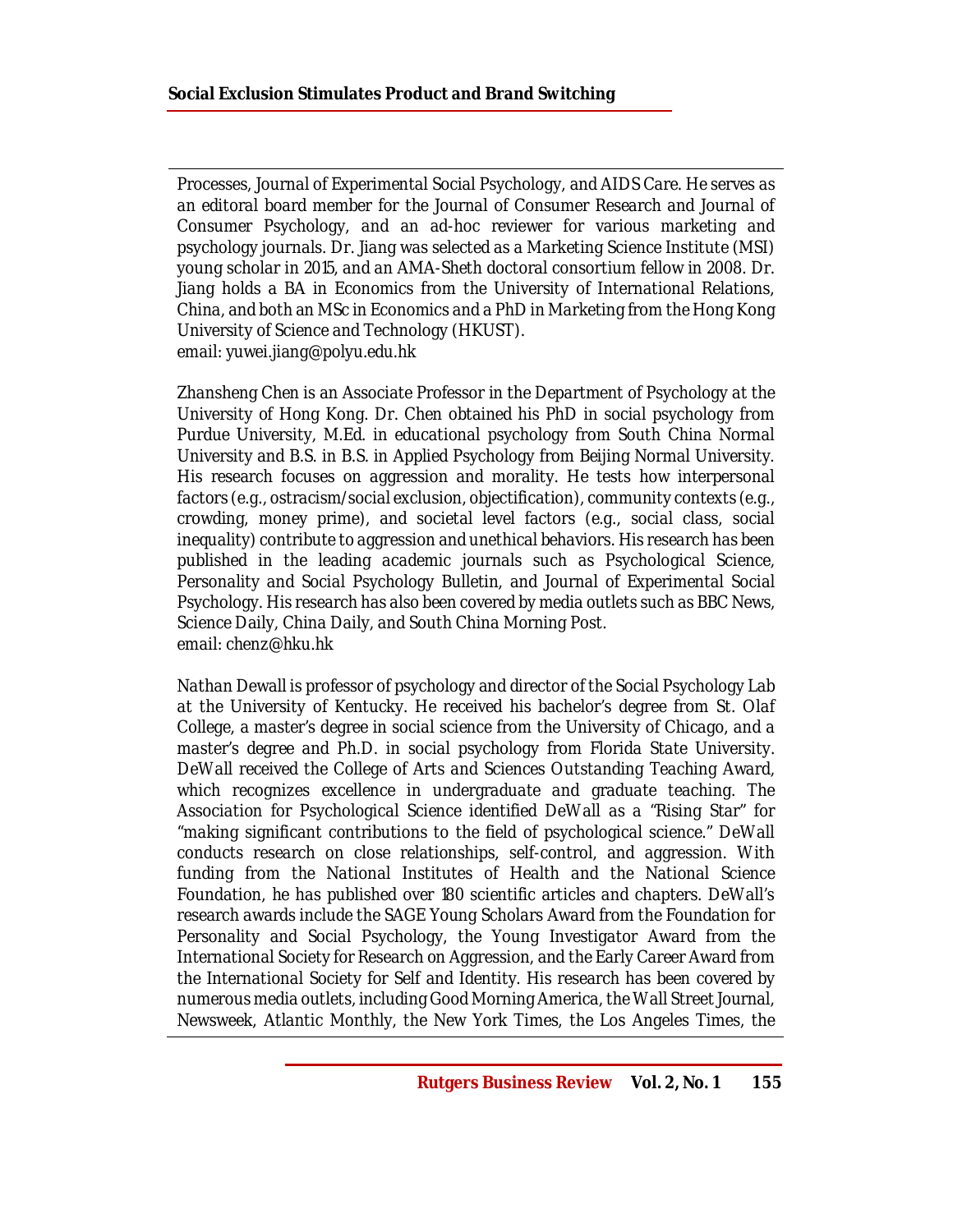Processes, Journal of Experimental Social Psychology, and AIDS Care. He serves as an editoral board member for the Journal of Consumer Research and Journal of Consumer Psychology, and an ad-hoc reviewer for various marketing and psychology journals. Dr. Jiang was selected as a Marketing Science Institute (MSI) young scholar in 2015, and an AMA-Sheth doctoral consortium fellow in 2008. Dr. Jiang holds a BA in Economics from the University of International Relations, China, and both an MSc in Economics and a PhD in Marketing from the Hong Kong University of Science and Technology (HKUST).
email: yuwei.jiang@polyu.edu.hk

Zhansheng Chen is an Associate Professor in the Department of Psychology at the University of Hong Kong. Dr. Chen obtained his PhD in social psychology from Purdue University, M.Ed. in educational psychology from South China Normal University and B.S. in B.S. in Applied Psychology from Beijing Normal University. His research focuses on aggression and morality. He tests how interpersonal factors (e.g., ostracism/social exclusion, objectification), community contexts (e.g., crowding, money prime), and societal level factors (e.g., social class, social inequality) contribute to aggression and unethical behaviors. His research has been published in the leading academic journals such as Psychological Science, Personality and Social Psychology Bulletin, and Journal of Experimental Social Psychology. His research has also been covered by media outlets such as BBC News, Science Daily, China Daily, and South China Morning Post.
email: chenz@hku.hk

Nathan Dewall is professor of psychology and director of the Social Psychology Lab at the University of Kentucky. He received his bachelor's degree from St. Olaf College, a master's degree in social science from the University of Chicago, and a master's degree and Ph.D. in social psychology from Florida State University. DeWall received the College of Arts and Sciences Outstanding Teaching Award, which recognizes excellence in undergraduate and graduate teaching. The Association for Psychological Science identified DeWall as a "Rising Star" for "making significant contributions to the field of psychological science." DeWall conducts research on close relationships, self-control, and aggression. With funding from the National Institutes of Health and the National Science Foundation, he has published over 180 scientific articles and chapters. DeWall's research awards include the SAGE Young Scholars Award from the Foundation for Personality and Social Psychology, the Young Investigator Award from the International Society for Research on Aggression, and the Early Career Award from the International Society for Self and Identity. His research has been covered by numerous media outlets, including Good Morning America, the Wall Street Journal, Newsweek, Atlantic Monthly, the New York Times, the Los Angeles Times, the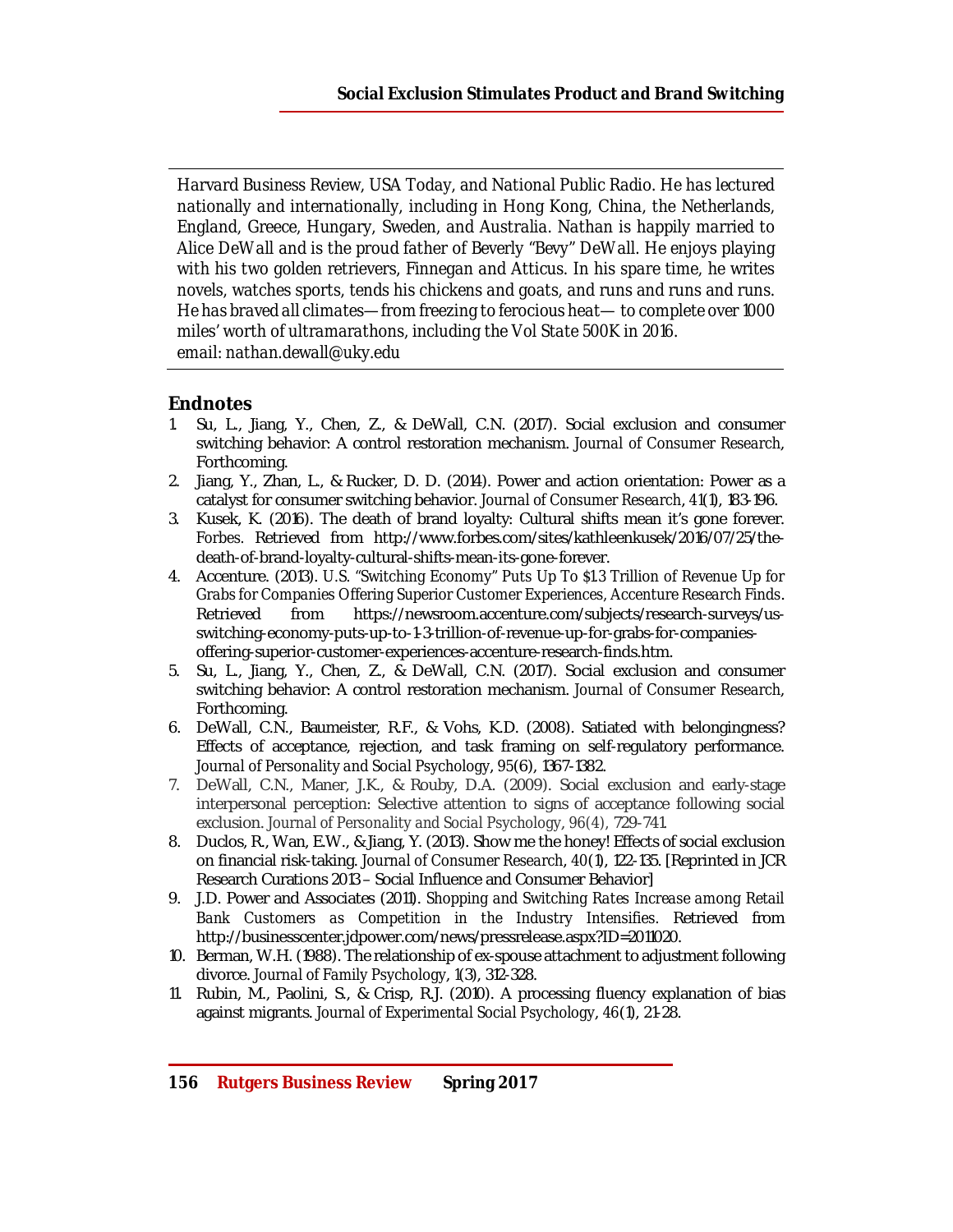*Harvard Business Review, USA Today, and National Public Radio. He has lectured nationally and internationally, including in Hong Kong, China, the Netherlands, England, Greece, Hungary, Sweden, and Australia. Nathan is happily married to Alice DeWall and is the proud father of Beverly "Bevy" DeWall. He enjoys playing with his two golden retrievers, Finnegan and Atticus. In his spare time, he writes novels, watches sports, tends his chickens and goats, and runs and runs and runs. He has braved all climates—from freezing to ferocious heat— to complete over 1000 miles' worth of ultramarathons, including the Vol State 500K in 2016.*
*email: nathan.dewall@uky.edu*

## Endnotes

1. Su, L., Jiang, Y., Chen, Z., & DeWall, C.N. (2017). Social exclusion and consumer switching behavior: A control restoration mechanism. *Journal of Consumer Research*, Forthcoming.
2. Jiang, Y., Zhan, L., & Rucker, D. D. (2014). Power and action orientation: Power as a catalyst for consumer switching behavior. *Journal of Consumer Research*, *41*(1), 183-196.
3. Kusek, K. (2016). The death of brand loyalty: Cultural shifts mean it's gone forever. *Forbes*. Retrieved from http://www.forbes.com/sites/kathleenkusek/2016/07/25/the-death-of-brand-loyalty-cultural-shifts-mean-its-gone-forever.
4. Accenture. (2013). *U.S. "Switching Economy" Puts Up To $1.3 Trillion of Revenue Up for Grabs for Companies Offering Superior Customer Experiences, Accenture Research Finds*. Retrieved from https://newsroom.accenture.com/subjects/research-surveys/us-switching-economy-puts-up-to-1-3-trillion-of-revenue-up-for-grabs-for-companies-offering-superior-customer-experiences-accenture-research-finds.htm.
5. Su, L., Jiang, Y., Chen, Z., & DeWall, C.N. (2017). Social exclusion and consumer switching behavior: A control restoration mechanism. *Journal of Consumer Research*, Forthcoming.
6. DeWall, C.N., Baumeister, R.F., & Vohs, K.D. (2008). Satiated with belongingness? Effects of acceptance, rejection, and task framing on self-regulatory performance. *Journal of Personality and Social Psychology*, *95*(6), 1367-1382.
7. DeWall, C.N., Maner, J.K., & Rouby, D.A. (2009). Social exclusion and early-stage interpersonal perception: Selective attention to signs of acceptance following social exclusion. *Journal of Personality and Social Psychology*, *96*(4), 729-741.
8. Duclos, R., Wan, E.W., & Jiang, Y. (2013). Show me the honey! Effects of social exclusion on financial risk-taking. *Journal of Consumer Research*, *40*(1), 122-135. [Reprinted in JCR Research Curations 2013 – Social Influence and Consumer Behavior]
9. J.D. Power and Associates (2011). *Shopping and Switching Rates Increase among Retail Bank Customers as Competition in the Industry Intensifies*. Retrieved from http://businesscenter.jdpower.com/news/pressrelease.aspx?ID=2011020.
10. Berman, W.H. (1988). The relationship of ex-spouse attachment to adjustment following divorce. *Journal of Family Psychology*, *1*(3), 312-328.
11. Rubin, M., Paolini, S., & Crisp, R.J. (2010). A processing fluency explanation of bias against migrants. *Journal of Experimental Social Psychology*, *46*(1), 21-28.